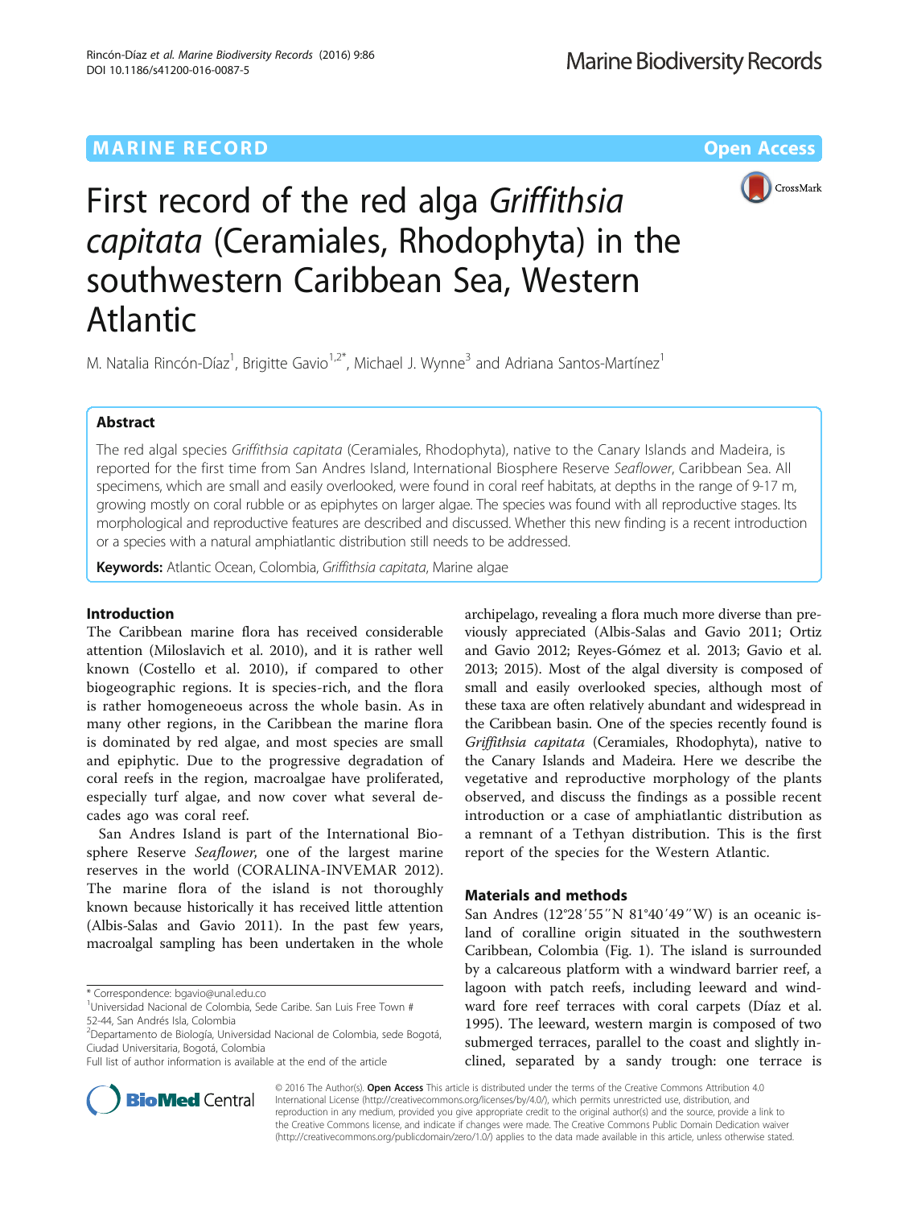MARINE RECORD | Open Access

# First record of the red alga *Griffithsia capitata* (Ceramiales, Rhodophyta) in the southwestern Caribbean Sea, Western Atlantic

M. Natalia Rincón-Díaz[1], Brigitte Gavio[1,2*], Michael J. Wynne[3] and Adriana Santos-Martínez[1]

## Abstract

The red algal species *Griffithsia capitata* (Ceramiales, Rhodophyta), native to the Canary Islands and Madeira, is reported for the first time from San Andres Island, International Biosphere Reserve *Seaflower*, Caribbean Sea. All specimens, which are small and easily overlooked, were found in coral reef habitats, at depths in the range of 9-17 m, growing mostly on coral rubble or as epiphytes on larger algae. The species was found with all reproductive stages. Its morphological and reproductive features are described and discussed. Whether this new finding is a recent introduction or a species with a natural amphiatlantic distribution still needs to be addressed.

**Keywords:** Atlantic Ocean, Colombia, *Griffithsia capitata*, Marine algae

## Introduction

The Caribbean marine flora has received considerable attention (Miloslavich et al. 2010), and it is rather well known (Costello et al. 2010), if compared to other biogeographic regions. It is species-rich, and the flora is rather homogeneoeus across the whole basin. As in many other regions, in the Caribbean the marine flora is dominated by red algae, and most species are small and epiphytic. Due to the progressive degradation of coral reefs in the region, macroalgae have proliferated, especially turf algae, and now cover what several decades ago was coral reef.

San Andres Island is part of the International Biosphere Reserve *Seaflower*, one of the largest marine reserves in the world (CORALINA-INVEMAR 2012). The marine flora of the island is not thoroughly known because historically it has received little attention (Albis-Salas and Gavio 2011). In the past few years, macroalgal sampling has been undertaken in the whole archipelago, revealing a flora much more diverse than previously appreciated (Albis-Salas and Gavio 2011; Ortiz and Gavio 2012; Reyes-Gómez et al. 2013; Gavio et al. 2013; 2015). Most of the algal diversity is composed of small and easily overlooked species, although most of these taxa are often relatively abundant and widespread in the Caribbean basin. One of the species recently found is *Griffithsia capitata* (Ceramiales, Rhodophyta), native to the Canary Islands and Madeira. Here we describe the vegetative and reproductive morphology of the plants observed, and discuss the findings as a possible recent introduction or a case of amphiatlantic distribution as a remnant of a Tethyan distribution. This is the first report of the species for the Western Atlantic.

## Materials and methods

San Andres (12°28′55″N 81°40′49″W) is an oceanic island of coralline origin situated in the southwestern Caribbean, Colombia (Fig. 1). The island is surrounded by a calcareous platform with a windward barrier reef, a lagoon with patch reefs, including leeward and windward fore reef terraces with coral carpets (Díaz et al. 1995). The leeward, western margin is composed of two submerged terraces, parallel to the coast and slightly inclined, separated by a sandy trough: one terrace is

\* Correspondence: bgavio@unal.edu.co
[1]Universidad Nacional de Colombia, Sede Caribe. San Luis Free Town # 52-44, San Andrés Isla, Colombia
[2]Departamento de Biología, Universidad Nacional de Colombia, sede Bogotá, Ciudad Universitaria, Bogotá, Colombia
Full list of author information is available at the end of the article

© 2016 The Author(s). **Open Access** This article is distributed under the terms of the Creative Commons Attribution 4.0 International License (http://creativecommons.org/licenses/by/4.0/), which permits unrestricted use, distribution, and reproduction in any medium, provided you give appropriate credit to the original author(s) and the source, provide a link to the Creative Commons license, and indicate if changes were made. The Creative Commons Public Domain Dedication waiver (http://creativecommons.org/publicdomain/zero/1.0/) applies to the data made available in this article, unless otherwise stated.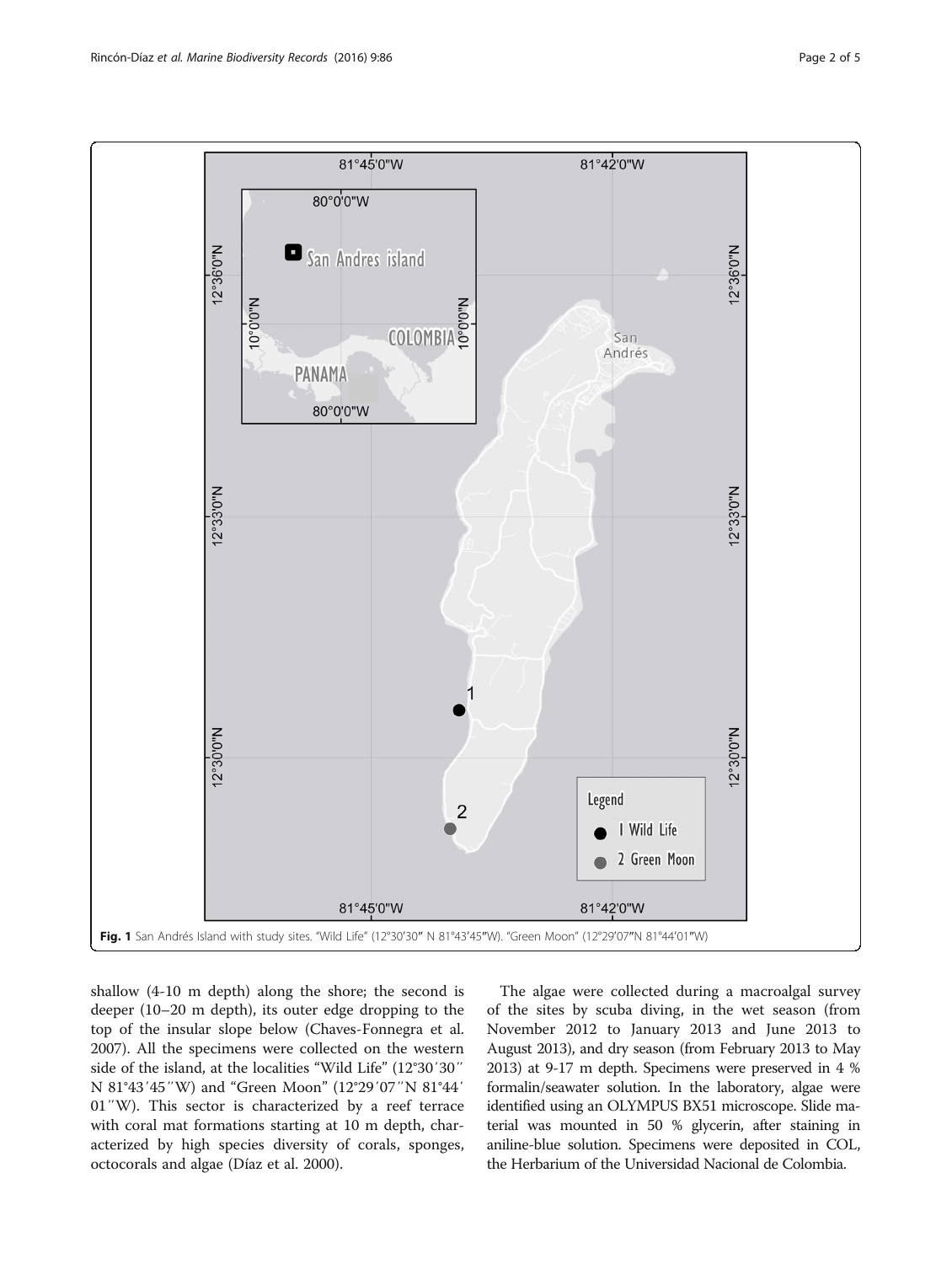**Fig. 1** San Andrés Island with study sites. "Wild Life" (12°30′30″ N 81°43′45″W). "Green Moon" (12°29′07″N 81°44′01″W)

shallow (4-10 m depth) along the shore; the second is deeper (10–20 m depth), its outer edge dropping to the top of the insular slope below (Chaves-Fonnegra et al. 2007). All the specimens were collected on the western side of the island, at the localities "Wild Life" (12°30′30″ N 81°43′45″W) and "Green Moon" (12°29′07″N 81°44′ 01″W). This sector is characterized by a reef terrace with coral mat formations starting at 10 m depth, characterized by high species diversity of corals, sponges, octocorals and algae (Díaz et al. 2000).

The algae were collected during a macroalgal survey of the sites by scuba diving, in the wet season (from November 2012 to January 2013 and June 2013 to August 2013), and dry season (from February 2013 to May 2013) at 9-17 m depth. Specimens were preserved in 4 % formalin/seawater solution. In the laboratory, algae were identified using an OLYMPUS BX51 microscope. Slide material was mounted in 50 % glycerin, after staining in aniline-blue solution. Specimens were deposited in COL, the Herbarium of the Universidad Nacional de Colombia.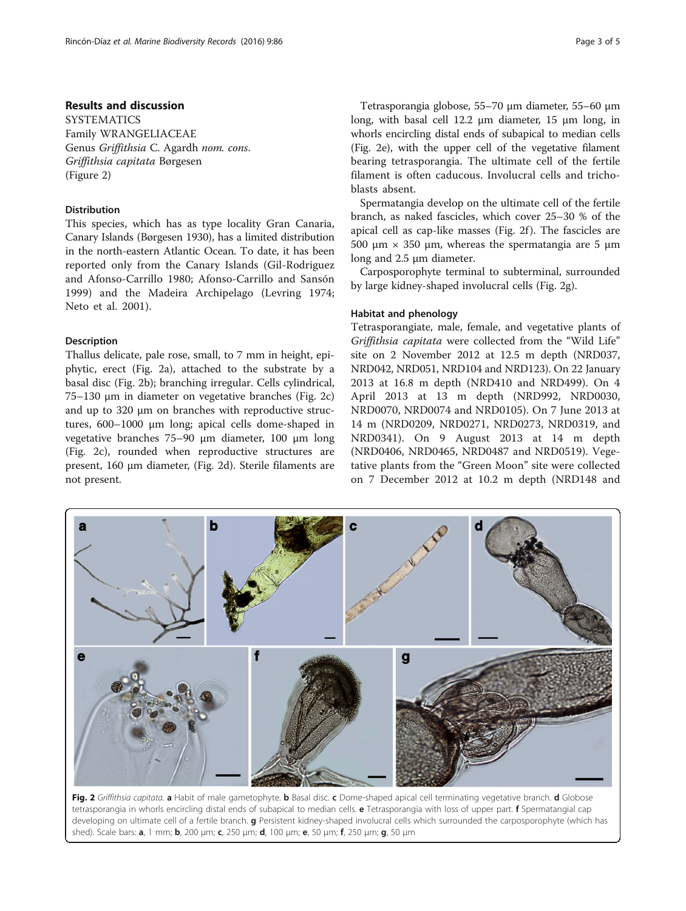## Results and discussion

SYSTEMATICS
Family WRANGELIACEAE
Genus *Griffithsia* C. Agardh *nom. cons.*
*Griffithsia capitata* Børgesen
(Figure 2)

### Distribution

This species, which has as type locality Gran Canaria, Canary Islands (Børgesen 1930), has a limited distribution in the north-eastern Atlantic Ocean. To date, it has been reported only from the Canary Islands (Gil-Rodriguez and Afonso-Carrillo 1980; Afonso-Carrillo and Sansón 1999) and the Madeira Archipelago (Levring 1974; Neto et al. 2001).

### Description

Thallus delicate, pale rose, small, to 7 mm in height, epiphytic, erect (Fig. 2a), attached to the substrate by a basal disc (Fig. 2b); branching irregular. Cells cylindrical, 75–130 μm in diameter on vegetative branches (Fig. 2c) and up to 320 μm on branches with reproductive structures, 600–1000 μm long; apical cells dome-shaped in vegetative branches 75–90 μm diameter, 100 μm long (Fig. 2c), rounded when reproductive structures are present, 160 μm diameter, (Fig. 2d). Sterile filaments are not present.

Tetrasporangia globose, 55–70 μm diameter, 55–60 μm long, with basal cell 12.2 μm diameter, 15 μm long, in whorls encircling distal ends of subapical to median cells (Fig. 2e), with the upper cell of the vegetative filament bearing tetrasporangia. The ultimate cell of the fertile filament is often caducous. Involucral cells and trichoblasts absent.

Spermatangia develop on the ultimate cell of the fertile branch, as naked fascicles, which cover 25–30 % of the apical cell as cap-like masses (Fig. 2f). The fascicles are 500 μm × 350 μm, whereas the spermatangia are 5 μm long and 2.5 μm diameter.

Carposporophyte terminal to subterminal, surrounded by large kidney-shaped involucral cells (Fig. 2g).

### Habitat and phenology

Tetrasporangiate, male, female, and vegetative plants of *Griffithsia capitata* were collected from the "Wild Life" site on 2 November 2012 at 12.5 m depth (NRD037, NRD042, NRD051, NRD104 and NRD123). On 22 January 2013 at 16.8 m depth (NRD410 and NRD499). On 4 April 2013 at 13 m depth (NRD992, NRD0030, NRD0070, NRD0074 and NRD0105). On 7 June 2013 at 14 m (NRD0209, NRD0271, NRD0273, NRD0319, and NRD0341). On 9 August 2013 at 14 m depth (NRD0406, NRD0465, NRD0487 and NRD0519). Vegetative plants from the "Green Moon" site were collected on 7 December 2012 at 10.2 m depth (NRD148 and

**Fig. 2** *Griffithsia capitata.* **a** Habit of male gametophyte. **b** Basal disc. **c** Dome-shaped apical cell terminating vegetative branch. **d** Globose tetrasporangia in whorls encircling distal ends of subapical to median cells. **e** Tetrasporangia with loss of upper part. **f** Spermatangial cap developing on ultimate cell of a fertile branch. **g** Persistent kidney-shaped involucral cells which surrounded the carposporophyte (which has shed). Scale bars: **a**, 1 mm; **b**, 200 μm; **c**, 250 μm; **d**, 100 μm; **e**, 50 μm; **f**, 250 μm; **g**, 50 μm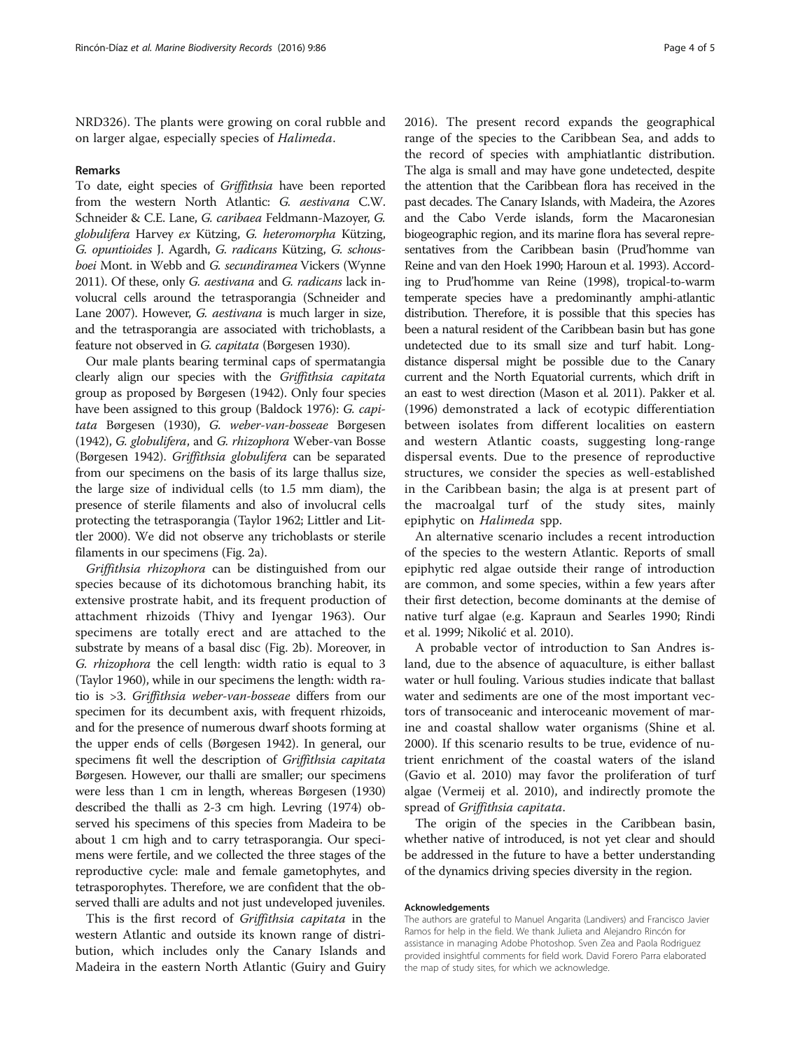NRD326). The plants were growing on coral rubble and on larger algae, especially species of *Halimeda*.

## Remarks

To date, eight species of *Griffithsia* have been reported from the western North Atlantic: *G. aestivana* C.W. Schneider & C.E. Lane, *G. caribaea* Feldmann-Mazoyer, *G. globulifera* Harvey *ex* Kützing, *G. heteromorpha* Kützing, *G. opuntioides* J. Agardh, *G. radicans* Kützing, *G. schousboei* Mont. in Webb and *G. secundiramea* Vickers (Wynne 2011). Of these, only *G. aestivana* and *G. radicans* lack involucral cells around the tetrasporangia (Schneider and Lane 2007). However, *G. aestivana* is much larger in size, and the tetrasporangia are associated with trichoblasts, a feature not observed in *G. capitata* (Børgesen 1930).

Our male plants bearing terminal caps of spermatangia clearly align our species with the *Griffithsia capitata* group as proposed by Børgesen (1942). Only four species have been assigned to this group (Baldock 1976): *G. capitata* Børgesen (1930), *G. weber-van-bosseae* Børgesen (1942), *G. globulifera*, and *G. rhizophora* Weber-van Bosse (Børgesen 1942). *Griffithsia globulifera* can be separated from our specimens on the basis of its large thallus size, the large size of individual cells (to 1.5 mm diam), the presence of sterile filaments and also of involucral cells protecting the tetrasporangia (Taylor 1962; Littler and Littler 2000). We did not observe any trichoblasts or sterile filaments in our specimens (Fig. 2a).

*Griffithsia rhizophora* can be distinguished from our species because of its dichotomous branching habit, its extensive prostrate habit, and its frequent production of attachment rhizoids (Thivy and Iyengar 1963). Our specimens are totally erect and are attached to the substrate by means of a basal disc (Fig. 2b). Moreover, in *G. rhizophora* the cell length: width ratio is equal to 3 (Taylor 1960), while in our specimens the length: width ratio is >3. *Griffithsia weber-van-bosseae* differs from our specimen for its decumbent axis, with frequent rhizoids, and for the presence of numerous dwarf shoots forming at the upper ends of cells (Børgesen 1942). In general, our specimens fit well the description of *Griffithsia capitata* Børgesen. However, our thalli are smaller; our specimens were less than 1 cm in length, whereas Børgesen (1930) described the thalli as 2-3 cm high. Levring (1974) observed his specimens of this species from Madeira to be about 1 cm high and to carry tetrasporangia. Our specimens were fertile, and we collected the three stages of the reproductive cycle: male and female gametophytes, and tetrasporophytes. Therefore, we are confident that the observed thalli are adults and not just undeveloped juveniles.

This is the first record of *Griffithsia capitata* in the western Atlantic and outside its known range of distribution, which includes only the Canary Islands and Madeira in the eastern North Atlantic (Guiry and Guiry 2016). The present record expands the geographical range of the species to the Caribbean Sea, and adds to the record of species with amphiatlantic distribution. The alga is small and may have gone undetected, despite the attention that the Caribbean flora has received in the past decades. The Canary Islands, with Madeira, the Azores and the Cabo Verde islands, form the Macaronesian biogeographic region, and its marine flora has several representatives from the Caribbean basin (Prud'homme van Reine and van den Hoek 1990; Haroun et al. 1993). According to Prud'homme van Reine (1998), tropical-to-warm temperate species have a predominantly amphi-atlantic distribution. Therefore, it is possible that this species has been a natural resident of the Caribbean basin but has gone undetected due to its small size and turf habit. Long-distance dispersal might be possible due to the Canary current and the North Equatorial currents, which drift in an east to west direction (Mason et al. 2011). Pakker et al. (1996) demonstrated a lack of ecotypic differentiation between isolates from different localities on eastern and western Atlantic coasts, suggesting long-range dispersal events. Due to the presence of reproductive structures, we consider the species as well-established in the Caribbean basin; the alga is at present part of the macroalgal turf of the study sites, mainly epiphytic on *Halimeda* spp.

An alternative scenario includes a recent introduction of the species to the western Atlantic. Reports of small epiphytic red algae outside their range of introduction are common, and some species, within a few years after their first detection, become dominants at the demise of native turf algae (e.g. Kapraun and Searles 1990; Rindi et al. 1999; Nikolić et al. 2010).

A probable vector of introduction to San Andres island, due to the absence of aquaculture, is either ballast water or hull fouling. Various studies indicate that ballast water and sediments are one of the most important vectors of transoceanic and interoceanic movement of marine and coastal shallow water organisms (Shine et al. 2000). If this scenario results to be true, evidence of nutrient enrichment of the coastal waters of the island (Gavio et al. 2010) may favor the proliferation of turf algae (Vermeij et al. 2010), and indirectly promote the spread of *Griffithsia capitata*.

The origin of the species in the Caribbean basin, whether native of introduced, is not yet clear and should be addressed in the future to have a better understanding of the dynamics driving species diversity in the region.

#### Acknowledgements

The authors are grateful to Manuel Angarita (Landivers) and Francisco Javier Ramos for help in the field. We thank Julieta and Alejandro Rincón for assistance in managing Adobe Photoshop. Sven Zea and Paola Rodriguez provided insightful comments for field work. David Forero Parra elaborated the map of study sites, for which we acknowledge.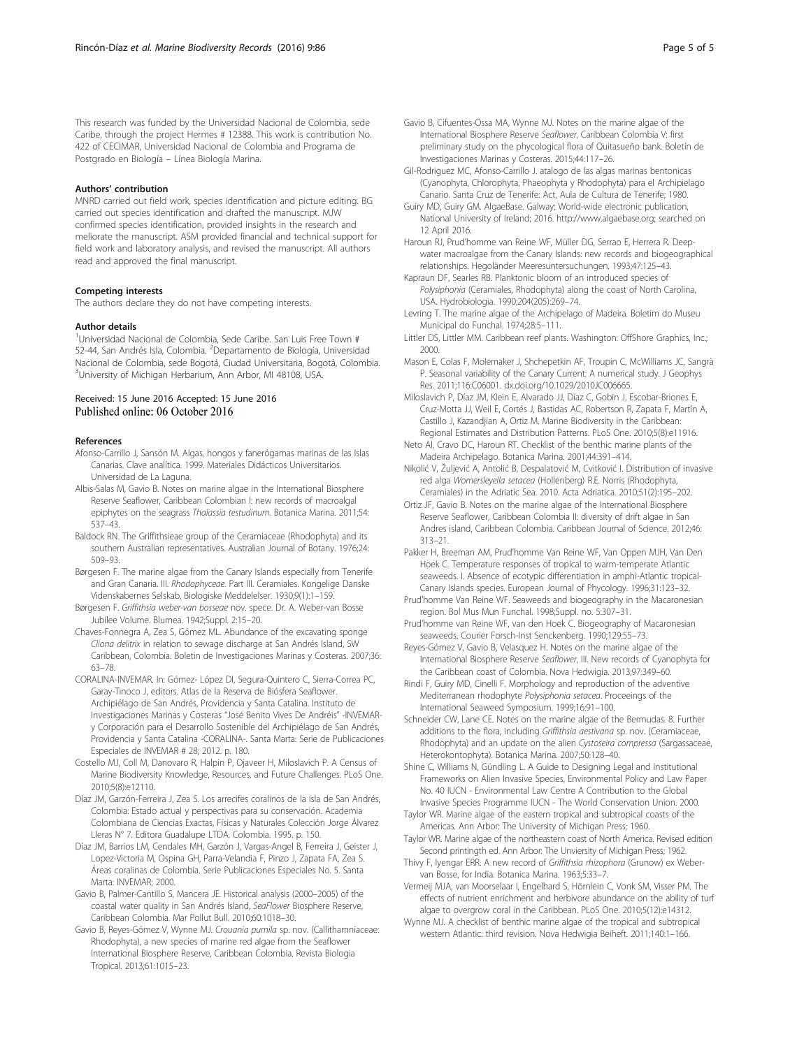This research was funded by the Universidad Nacional de Colombia, sede Caribe, through the project Hermes # 12388. This work is contribution No. 422 of CECIMAR, Universidad Nacional de Colombia and Programa de Postgrado en Biología – Línea Biología Marina.

#### Authors' contribution

MNRD carried out field work, species identification and picture editing. BG carried out species identification and drafted the manuscript. MJW confirmed species identification, provided insights in the research and meliorate the manuscript. ASM provided financial and technical support for field work and laboratory analysis, and revised the manuscript. All authors read and approved the final manuscript.

#### Competing interests

The authors declare they do not have competing interests.

#### Author details

[1]Universidad Nacional de Colombia, Sede Caribe. San Luis Free Town # 52-44, San Andrés Isla, Colombia. [2]Departamento de Biología, Universidad Nacional de Colombia, sede Bogotá, Ciudad Universitaria, Bogotá, Colombia. [3]University of Michigan Herbarium, Ann Arbor, MI 48108, USA.

Received: 15 June 2016 Accepted: 15 June 2016
Published online: 06 October 2016

#### References

Afonso-Carrillo J, Sansón M. Algas, hongos y fanerógamas marinas de las Islas Canarias. Clave analítica. 1999. Materiales Didácticos Universitarios. Universidad de La Laguna.

Albis-Salas M, Gavio B. Notes on marine algae in the International Biosphere Reserve Seaflower, Caribbean Colombian I: new records of macroalgal epiphytes on the seagrass *Thalassia testudinum*. Botanica Marina. 2011;54: 537–43.

Baldock RN. The Griffithsieae group of the Ceramiaceae (Rhodophyta) and its southern Australian representatives. Australian Journal of Botany. 1976;24: 509–93.

Børgesen F. The marine algae from the Canary Islands especially from Tenerife and Gran Canaria. III. *Rhodophyceae*. Part III. Ceramiales. Kongelige Danske Videnskabernes Selskab, Biologiske Meddelelser. 1930;9(1):1–159.

Børgesen F. *Griffithsia weber-van bosseae* nov. spece. Dr. A. Weber-van Bosse Jubilee Volume. Blumea. 1942;Suppl. 2:15–20.

Chaves-Fonnegra A, Zea S, Gómez ML. Abundance of the excavating sponge *Cliona delitrix* in relation to sewage discharge at San Andrés Island, SW Caribbean, Colombia. Boletin de Investigaciones Marinas y Costeras. 2007;36: 63–78.

CORALINA-INVEMAR. In: Gómez- López DI, Segura-Quintero C, Sierra-Correa PC, Garay-Tinoco J, editors. Atlas de la Reserva de Biósfera Seaflower. Archipiélago de San Andrés, Providencia y Santa Catalina. Instituto de Investigaciones Marinas y Costeras "José Benito Vives De Andréis" -INVEMAR- y Corporación para el Desarrollo Sostenible del Archipiélago de San Andrés, Providencia y Santa Catalina -CORALINA-. Santa Marta: Serie de Publicaciones Especiales de INVEMAR # 28; 2012. p. 180.

Costello MJ, Coll M, Danovaro R, Halpin P, Ojaveer H, Miloslavich P. A Census of Marine Biodiversity Knowledge, Resources, and Future Challenges. PLoS One. 2010;5(8):e12110.

Díaz JM, Garzón-Ferreira J, Zea S. Los arrecifes coralinos de la isla de San Andrés, Colombia: Estado actual y perspectivas para su conservación. Academia Colombiana de Ciencias Exactas, Físicas y Naturales Colección Jorge Álvarez Lleras N° 7. Editora Guadalupe LTDA. Colombia. 1995. p. 150.

Díaz JM, Barrios LM, Cendales MH, Garzón J, Vargas-Angel B, Ferreira J, Geister J, Lopez-Victoria M, Ospina GH, Parra-Velandia F, Pinzo J, Zapata FA, Zea S. Áreas coralinas de Colombia. Serie Publicaciones Especiales No. 5. Santa Marta: INVEMAR; 2000.

Gavio B, Palmer-Cantillo S, Mancera JE. Historical analysis (2000–2005) of the coastal water quality in San Andrés Island, *SeaFlower* Biosphere Reserve, Caribbean Colombia. Mar Pollut Bull. 2010;60:1018–30.

Gavio B, Reyes-Gómez V, Wynne MJ. *Crouania pumila* sp. nov. (Callithamniaceae: Rhodophyta), a new species of marine red algae from the Seaflower International Biosphere Reserve, Caribbean Colombia. Revista Biologia Tropical. 2013;61:1015–23.

Gavio B, Cifuentes-Ossa MA, Wynne MJ. Notes on the marine algae of the International Biosphere Reserve *Seaflower*, Caribbean Colombia V: first preliminary study on the phycological flora of Quitasueño bank. Boletín de Investigaciones Marinas y Costeras. 2015;44:117–26.

Gil-Rodriguez MC, Afonso-Carrillo J. atalogo de las algas marinas bentonicas (Cyanophyta, Chlorophyta, Phaeophyta y Rhodophyta) para el Archipielago Canario. Santa Cruz de Tenerife: Act, Aula de Cultura de Tenerife; 1980.

Guiry MD, Guiry GM. AlgaeBase. Galway: World-wide electronic publication, National University of Ireland; 2016. http://www.algaebase.org; searched on 12 April 2016.

Haroun RJ, Prud'homme van Reine WF, Müller DG, Serrao E, Herrera R. Deep-water macroalgae from the Canary Islands: new records and biogeographical relationships. Hegoländer Meeresuntersuchungen. 1993;47:125–43.

Kapraun DF, Searles RB. Planktonic bloom of an introduced species of *Polysiphonia* (Ceramiales, Rhodophyta) along the coast of North Carolina, USA. Hydrobiologia. 1990;204(205):269–74.

Levring T. The marine algae of the Archipelago of Madeira. Boletim do Museu Municipal do Funchal. 1974;28:5–111.

Littler DS, Littler MM. Caribbean reef plants. Washington: OffShore Graphics, Inc.; 2000.

Mason E, Colas F, Molemaker J, Shchepetkin AF, Troupin C, McWilliams JC, Sangrà P. Seasonal variability of the Canary Current: A numerical study. J Geophys Res. 2011;116:C06001. dx.doi.org/10.1029/2010JC006665.

Miloslavich P, Díaz JM, Klein E, Alvarado JJ, Díaz C, Gobin J, Escobar-Briones E, Cruz-Motta JJ, Weil E, Cortés J, Bastidas AC, Robertson R, Zapata F, Martín A, Castillo J, Kazandjian A, Ortiz M. Marine Biodiversity in the Caribbean: Regional Estimates and Distribution Patterns. PLoS One. 2010;5(8):e11916.

Neto AI, Cravo DC, Haroun RT. Checklist of the benthic marine plants of the Madeira Archipelago. Botanica Marina. 2001;44:391–414.

Nikolić V, Žuljević A, Antolić B, Despalatović M, Cvitković I. Distribution of invasive red alga *Womersleyella setacea* (Hollenberg) R.E. Norris (Rhodophyta, Ceramiales) in the Adriatic Sea. 2010. Acta Adriatica. 2010;51(2):195–202.

Ortiz JF, Gavio B. Notes on the marine algae of the International Biosphere Reserve Seaflower, Caribbean Colombia II: diversity of drift algae in San Andres island, Caribbean Colombia. Caribbean Journal of Science. 2012;46: 313–21.

Pakker H, Breeman AM, Prud'homme Van Reine WF, Van Oppen MJH, Van Den Hoek C. Temperature responses of tropical to warm-temperate Atlantic seaweeds. I. Absence of ecotypic differentiation in amphi-Atlantic tropical-Canary Islands species. European Journal of Phycology. 1996;31:123–32.

Prud'homme Van Reine WF. Seaweeds and biogeography in the Macaronesian region. Bol Mus Mun Funchal. 1998;Suppl. no. 5:307–31.

Prud'homme van Reine WF, van den Hoek C. Biogeography of Macaronesian seaweeds. Courier Forsch-Inst Senckenberg. 1990;129:55–73.

Reyes-Gómez V, Gavio B, Velasquez H. Notes on the marine algae of the International Biosphere Reserve *Seaflower*, III. New records of Cyanophyta for the Caribbean coast of Colombia. Nova Hedwigia. 2013;97:349–60.

Rindi F, Guiry MD, Cinelli F. Morphology and reproduction of the adventive Mediterranean rhodophyte *Polysiphonia setacea*. Proceeings of the International Seaweed Symposium. 1999;16:91–100.

Schneider CW, Lane CE. Notes on the marine algae of the Bermudas. 8. Further additions to the flora, including *Griffithsia aestivana* sp. nov. (Ceramiaceae, Rhodophyta) and an update on the alien *Cystoseira compressa* (Sargassaceae, Heterokontophyta). Botanica Marina. 2007;50:128–40.

Shine C, Williams N, Gündling L. A Guide to Designing Legal and Institutional Frameworks on Alien Invasive Species, Environmental Policy and Law Paper No. 40 IUCN - Environmental Law Centre A Contribution to the Global Invasive Species Programme IUCN - The World Conservation Union. 2000.

Taylor WR. Marine algae of the eastern tropical and subtropical coasts of the Americas. Ann Arbor: The University of Michigan Press; 1960.

Taylor WR. Marine algae of the northeastern coast of North America. Revised edition Second printingth ed. Ann Arbor: The Unviersity of Michigan Press; 1962.

Thivy F, Iyengar ERR. A new record of *Griffithsia rhizophora* (Grunow) ex Weber-van Bosse, for India. Botanica Marina. 1963;5:33–7.

Vermeij MJA, van Moorselaar I, Engelhard S, Hörnlein C, Vonk SM, Visser PM. The effects of nutrient enrichment and herbivore abundance on the ability of turf algae to overgrow coral in the Caribbean. PLoS One. 2010;5(12):e14312.

Wynne MJ. A checklist of benthic marine algae of the tropical and subtropical western Atlantic: third revision. Nova Hedwigia Beiheft. 2011;140:1–166.